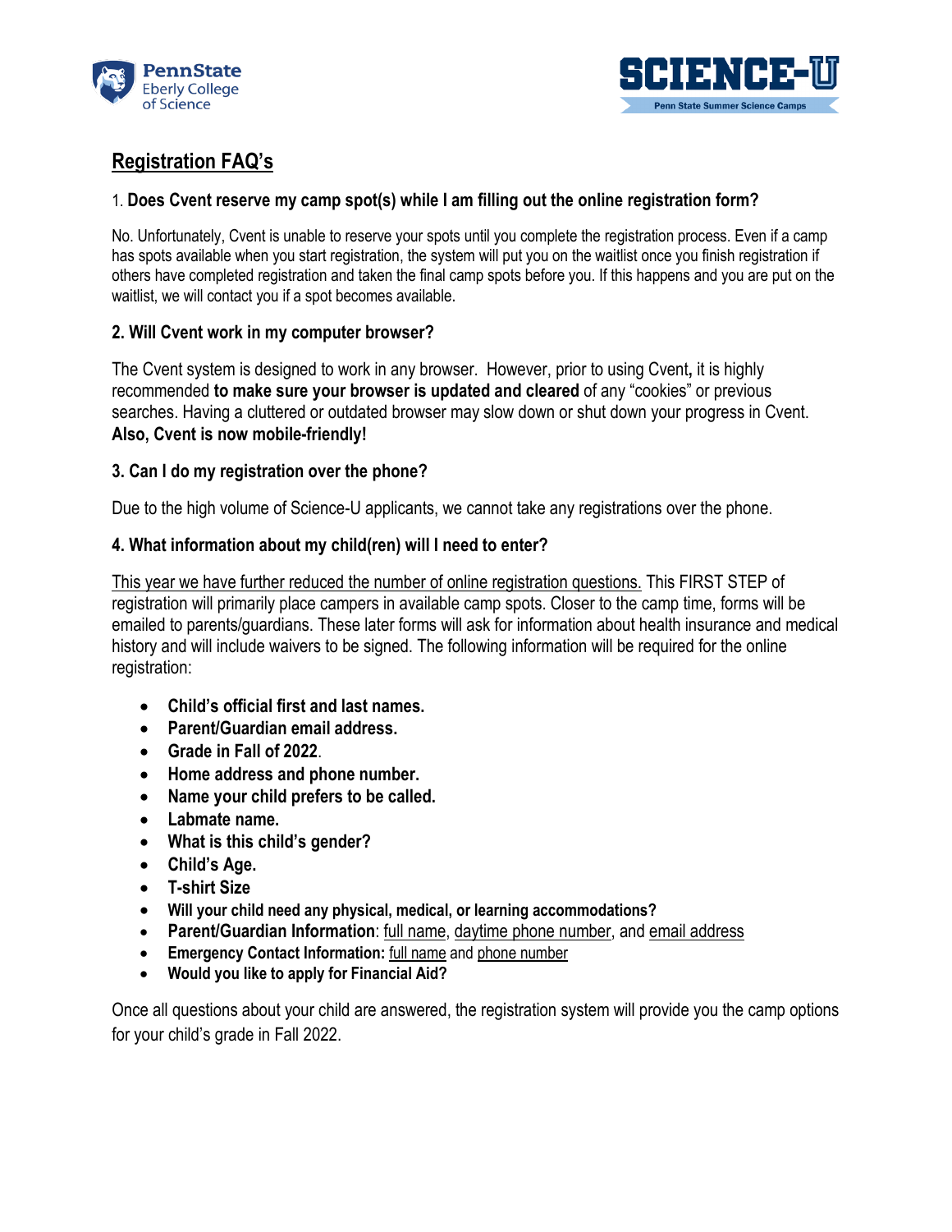PennState Eberly College of Science

SCIENCE-U
Penn State Summer Science Camps

# Registration FAQ's

### 1. Does Cvent reserve my camp spot(s) while I am filling out the online registration form?

No. Unfortunately, Cvent is unable to reserve your spots until you complete the registration process. Even if a camp has spots available when you start registration, the system will put you on the waitlist once you finish registration if others have completed registration and taken the final camp spots before you. If this happens and you are put on the waitlist, we will contact you if a spot becomes available.

### 2. Will Cvent work in my computer browser?

The Cvent system is designed to work in any browser. However, prior to using Cvent**,** it is highly recommended **to make sure your browser is updated and cleared** of any "cookies" or previous searches. Having a cluttered or outdated browser may slow down or shut down your progress in Cvent. **Also, Cvent is now mobile-friendly!**

### 3. Can I do my registration over the phone?

Due to the high volume of Science-U applicants, we cannot take any registrations over the phone.

### 4. What information about my child(ren) will I need to enter?

<u>This year we have further reduced the number of online registration questions.</u> This FIRST STEP of registration will primarily place campers in available camp spots. Closer to the camp time, forms will be emailed to parents/guardians. These later forms will ask for information about health insurance and medical history and will include waivers to be signed. The following information will be required for the online registration:

- **Child's official first and last names.**
- **Parent/Guardian email address.**
- **Grade in Fall of 2022**.
- **Home address and phone number.**
- **Name your child prefers to be called.**
- **Labmate name.**
- **What is this child's gender?**
- **Child's Age.**
- **T-shirt Size**
- **Will your child need any physical, medical, or learning accommodations?**
- **Parent/Guardian Information**: <u>full name</u>, <u>daytime phone number</u>, and <u>email address</u>
- **Emergency Contact Information:** <u>full name</u> and <u>phone number</u>
- **Would you like to apply for Financial Aid?**

Once all questions about your child are answered, the registration system will provide you the camp options for your child's grade in Fall 2022.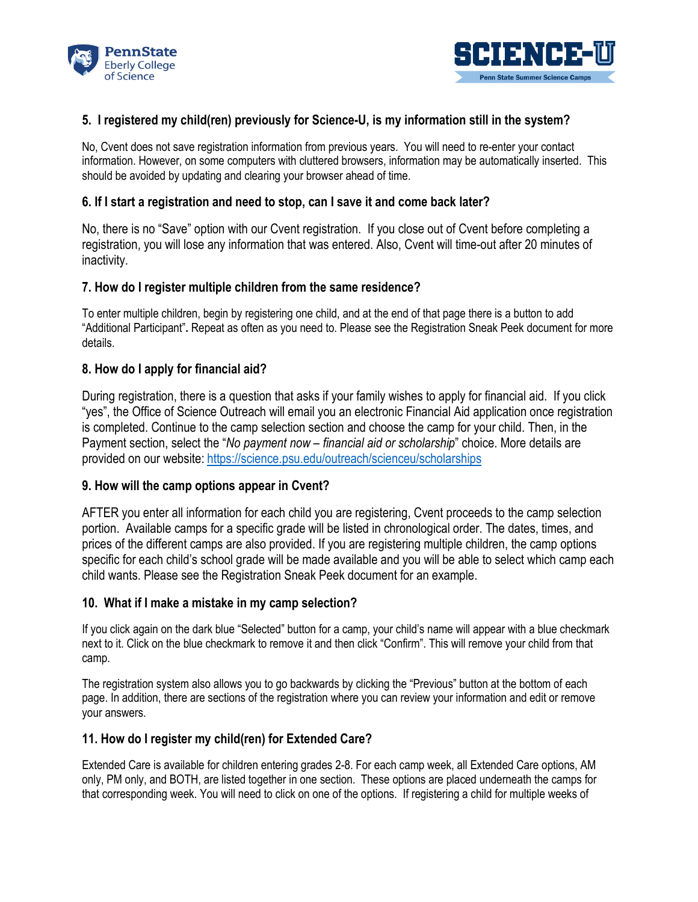### 5. I registered my child(ren) previously for Science-U, is my information still in the system?

No, Cvent does not save registration information from previous years. You will need to re-enter your contact information. However, on some computers with cluttered browsers, information may be automatically inserted. This should be avoided by updating and clearing your browser ahead of time.

### 6. If I start a registration and need to stop, can I save it and come back later?

No, there is no "Save" option with our Cvent registration. If you close out of Cvent before completing a registration, you will lose any information that was entered. Also, Cvent will time-out after 20 minutes of inactivity.

### 7. How do I register multiple children from the same residence?

To enter multiple children, begin by registering one child, and at the end of that page there is a button to add "Additional Participant"**.** Repeat as often as you need to. Please see the Registration Sneak Peek document for more details.

### 8. How do I apply for financial aid?

During registration, there is a question that asks if your family wishes to apply for financial aid. If you click "yes", the Office of Science Outreach will email you an electronic Financial Aid application once registration is completed. Continue to the camp selection section and choose the camp for your child. Then, in the Payment section, select the "*No payment now – financial aid or scholarship*" choice. More details are provided on our website: https://science.psu.edu/outreach/scienceu/scholarships

### 9. How will the camp options appear in Cvent?

AFTER you enter all information for each child you are registering, Cvent proceeds to the camp selection portion. Available camps for a specific grade will be listed in chronological order. The dates, times, and prices of the different camps are also provided. If you are registering multiple children, the camp options specific for each child's school grade will be made available and you will be able to select which camp each child wants. Please see the Registration Sneak Peek document for an example.

### 10. What if I make a mistake in my camp selection?

If you click again on the dark blue "Selected" button for a camp, your child's name will appear with a blue checkmark next to it. Click on the blue checkmark to remove it and then click "Confirm". This will remove your child from that camp.

The registration system also allows you to go backwards by clicking the "Previous" button at the bottom of each page. In addition, there are sections of the registration where you can review your information and edit or remove your answers.

### 11. How do I register my child(ren) for Extended Care?

Extended Care is available for children entering grades 2-8. For each camp week, all Extended Care options, AM only, PM only, and BOTH, are listed together in one section. These options are placed underneath the camps for that corresponding week. You will need to click on one of the options. If registering a child for multiple weeks of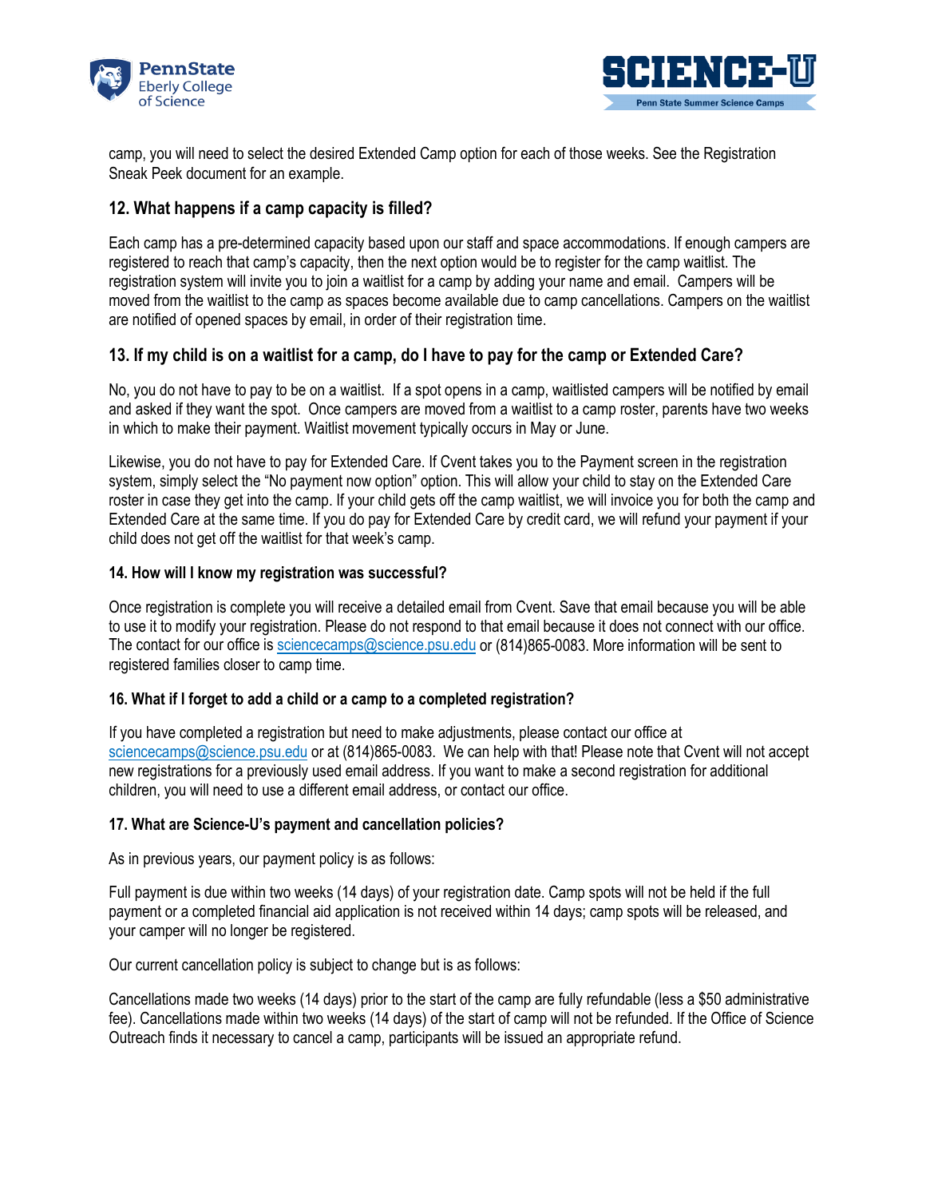camp, you will need to select the desired Extended Camp option for each of those weeks. See the Registration Sneak Peek document for an example.

## 12. What happens if a camp capacity is filled?

Each camp has a pre-determined capacity based upon our staff and space accommodations. If enough campers are registered to reach that camp's capacity, then the next option would be to register for the camp waitlist. The registration system will invite you to join a waitlist for a camp by adding your name and email. Campers will be moved from the waitlist to the camp as spaces become available due to camp cancellations. Campers on the waitlist are notified of opened spaces by email, in order of their registration time.

## 13. If my child is on a waitlist for a camp, do I have to pay for the camp or Extended Care?

No, you do not have to pay to be on a waitlist. If a spot opens in a camp, waitlisted campers will be notified by email and asked if they want the spot. Once campers are moved from a waitlist to a camp roster, parents have two weeks in which to make their payment. Waitlist movement typically occurs in May or June.

Likewise, you do not have to pay for Extended Care. If Cvent takes you to the Payment screen in the registration system, simply select the "No payment now option" option. This will allow your child to stay on the Extended Care roster in case they get into the camp. If your child gets off the camp waitlist, we will invoice you for both the camp and Extended Care at the same time. If you do pay for Extended Care by credit card, we will refund your payment if your child does not get off the waitlist for that week's camp.

### 14. How will I know my registration was successful?

Once registration is complete you will receive a detailed email from Cvent. Save that email because you will be able to use it to modify your registration. Please do not respond to that email because it does not connect with our office. The contact for our office is sciencecamps@science.psu.edu or (814)865-0083. More information will be sent to registered families closer to camp time.

### 16. What if I forget to add a child or a camp to a completed registration?

If you have completed a registration but need to make adjustments, please contact our office at sciencecamps@science.psu.edu or at (814)865-0083. We can help with that! Please note that Cvent will not accept new registrations for a previously used email address. If you want to make a second registration for additional children, you will need to use a different email address, or contact our office.

### 17. What are Science-U's payment and cancellation policies?

As in previous years, our payment policy is as follows:

Full payment is due within two weeks (14 days) of your registration date. Camp spots will not be held if the full payment or a completed financial aid application is not received within 14 days; camp spots will be released, and your camper will no longer be registered.

Our current cancellation policy is subject to change but is as follows:

Cancellations made two weeks (14 days) prior to the start of the camp are fully refundable (less a $50 administrative fee). Cancellations made within two weeks (14 days) of the start of camp will not be refunded. If the Office of Science Outreach finds it necessary to cancel a camp, participants will be issued an appropriate refund.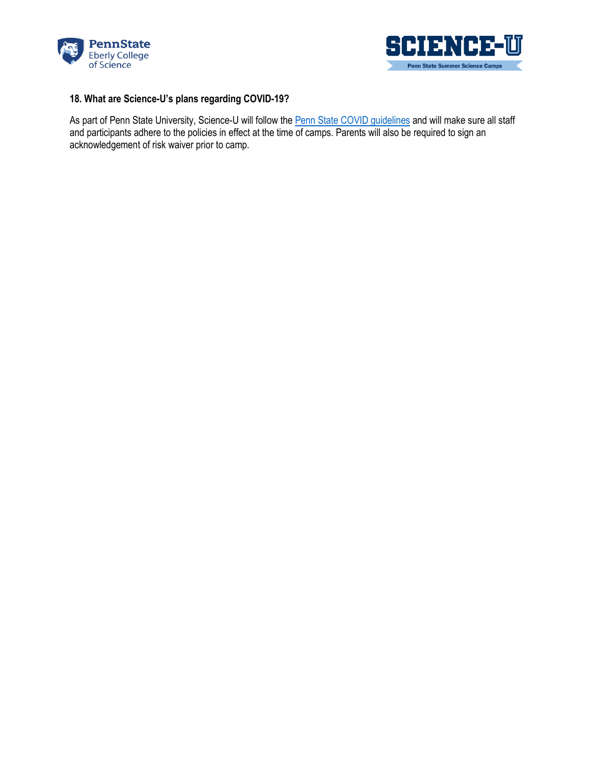**18. What are Science-U's plans regarding COVID-19?**

As part of Penn State University, Science-U will follow the [Penn State COVID guidelines] and will make sure all staff and participants adhere to the policies in effect at the time of camps. Parents will also be required to sign an acknowledgement of risk waiver prior to camp.